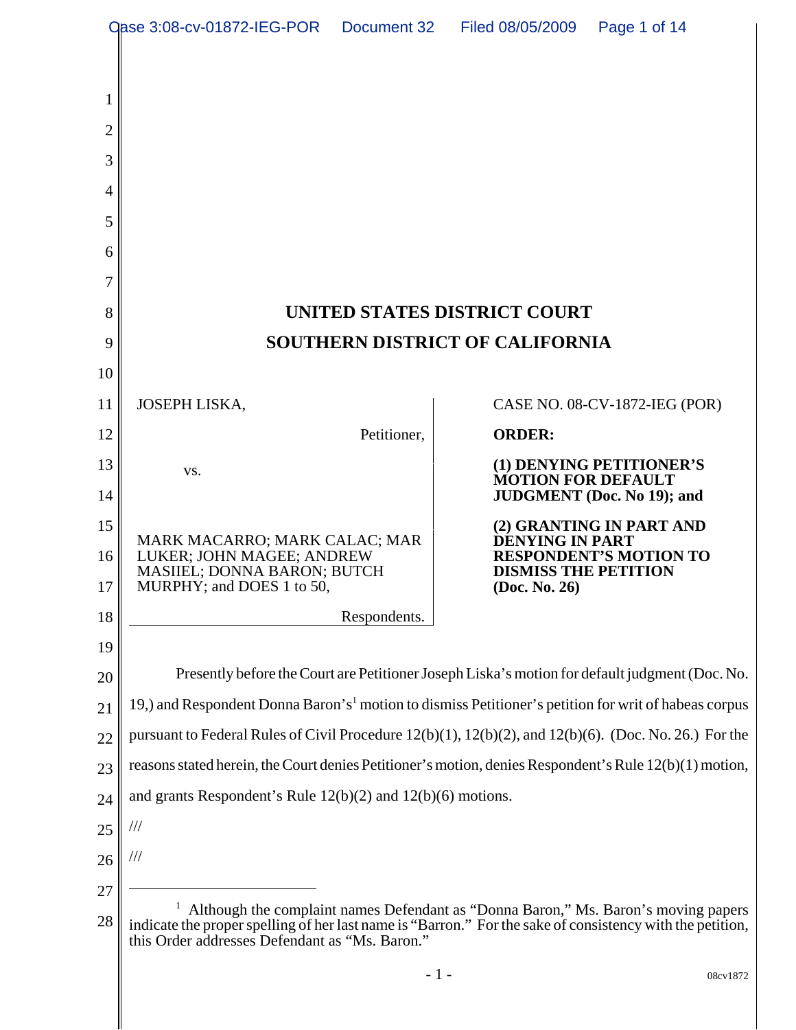# UNITED STATES DISTRICT COURT
# SOUTHERN DISTRICT OF CALIFORNIA

JOSEPH LISKA,

Petitioner,

vs.

MARK MACARRO; MARK CALAC; MAR LUKER; JOHN MAGEE; ANDREW MASIIEL; DONNA BARON; BUTCH MURPHY; and DOES 1 to 50,

Respondents.

CASE NO. 08-CV-1872-IEG (POR)

**ORDER:**

**(1) DENYING PETITIONER'S MOTION FOR DEFAULT JUDGMENT (Doc. No 19); and**

**(2) GRANTING IN PART AND DENYING IN PART RESPONDENT'S MOTION TO DISMISS THE PETITION (Doc. No. 26)**

Presently before the Court are Petitioner Joseph Liska's motion for default judgment (Doc. No. 19,) and Respondent Donna Baron's[1] motion to dismiss Petitioner's petition for writ of habeas corpus pursuant to Federal Rules of Civil Procedure 12(b)(1), 12(b)(2), and 12(b)(6). (Doc. No. 26.) For the reasons stated herein, the Court denies Petitioner's motion, denies Respondent's Rule 12(b)(1) motion, and grants Respondent's Rule 12(b)(2) and 12(b)(6) motions.

///

///

[1] Although the complaint names Defendant as "Donna Baron," Ms. Baron's moving papers indicate the proper spelling of her last name is "Barron." For the sake of consistency with the petition, this Order addresses Defendant as "Ms. Baron."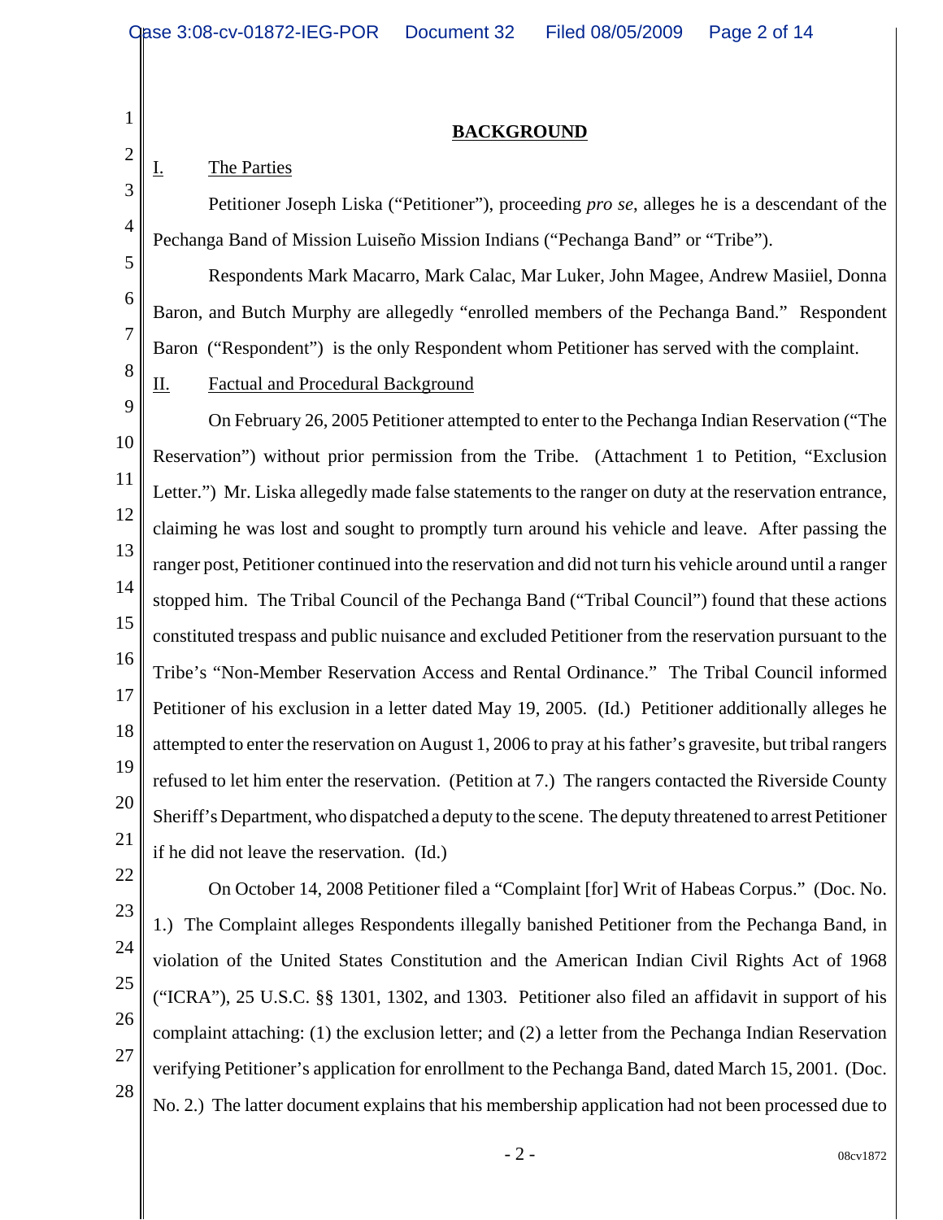## BACKGROUND

### I. The Parties

Petitioner Joseph Liska ("Petitioner"), proceeding *pro se*, alleges he is a descendant of the Pechanga Band of Mission Luiseño Mission Indians ("Pechanga Band" or "Tribe").

Respondents Mark Macarro, Mark Calac, Mar Luker, John Magee, Andrew Masiiel, Donna Baron, and Butch Murphy are allegedly "enrolled members of the Pechanga Band." Respondent Baron ("Respondent") is the only Respondent whom Petitioner has served with the complaint.

### II. Factual and Procedural Background

On February 26, 2005 Petitioner attempted to enter to the Pechanga Indian Reservation ("The Reservation") without prior permission from the Tribe. (Attachment 1 to Petition, "Exclusion Letter.") Mr. Liska allegedly made false statements to the ranger on duty at the reservation entrance, claiming he was lost and sought to promptly turn around his vehicle and leave. After passing the ranger post, Petitioner continued into the reservation and did not turn his vehicle around until a ranger stopped him. The Tribal Council of the Pechanga Band ("Tribal Council") found that these actions constituted trespass and public nuisance and excluded Petitioner from the reservation pursuant to the Tribe's "Non-Member Reservation Access and Rental Ordinance." The Tribal Council informed Petitioner of his exclusion in a letter dated May 19, 2005. (Id.) Petitioner additionally alleges he attempted to enter the reservation on August 1, 2006 to pray at his father's gravesite, but tribal rangers refused to let him enter the reservation. (Petition at 7.) The rangers contacted the Riverside County Sheriff's Department, who dispatched a deputy to the scene. The deputy threatened to arrest Petitioner if he did not leave the reservation. (Id.)

On October 14, 2008 Petitioner filed a "Complaint [for] Writ of Habeas Corpus." (Doc. No. 1.) The Complaint alleges Respondents illegally banished Petitioner from the Pechanga Band, in violation of the United States Constitution and the American Indian Civil Rights Act of 1968 ("ICRA"), 25 U.S.C. §§ 1301, 1302, and 1303. Petitioner also filed an affidavit in support of his complaint attaching: (1) the exclusion letter; and (2) a letter from the Pechanga Indian Reservation verifying Petitioner's application for enrollment to the Pechanga Band, dated March 15, 2001. (Doc. No. 2.) The latter document explains that his membership application had not been processed due to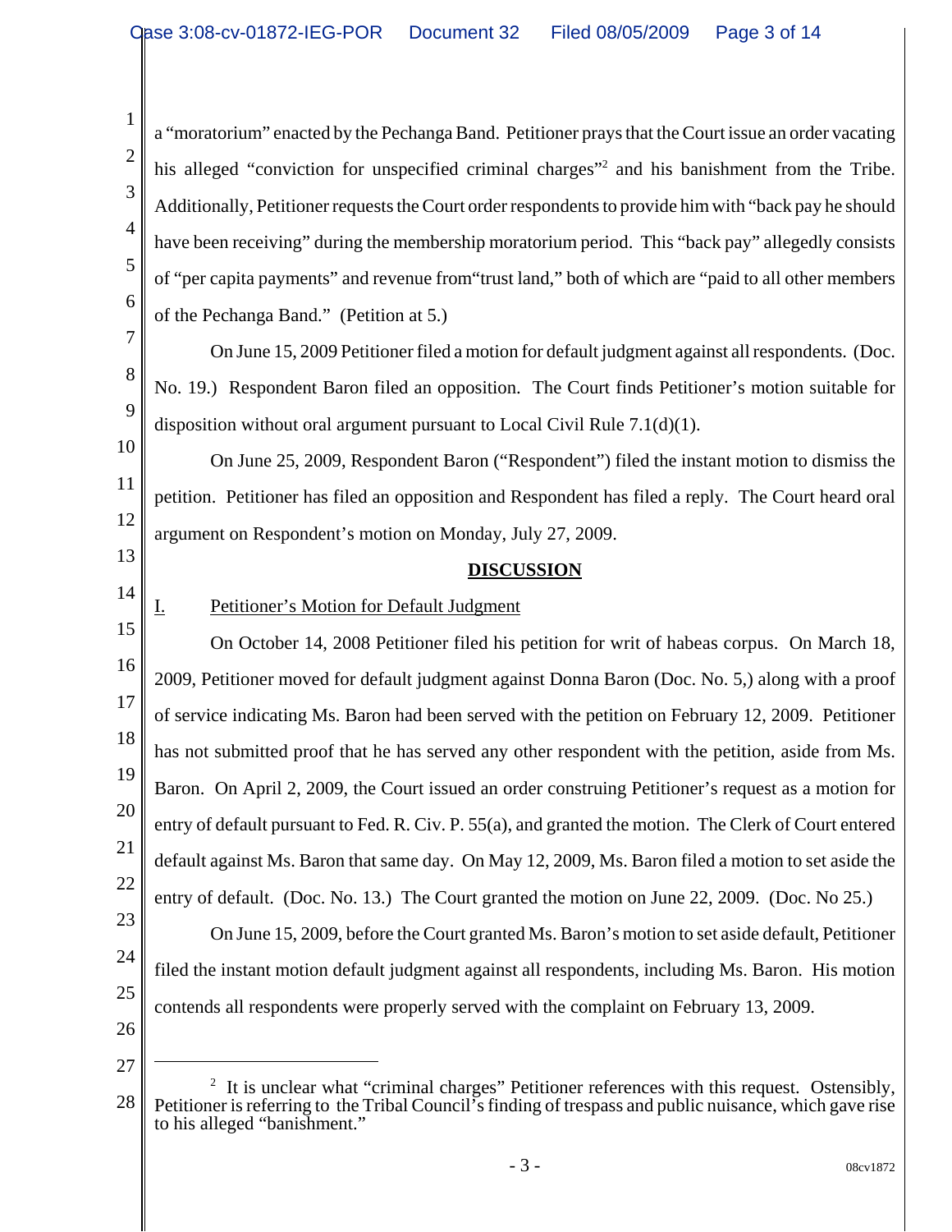a "moratorium" enacted by the Pechanga Band. Petitioner prays that the Court issue an order vacating his alleged "conviction for unspecified criminal charges"[2] and his banishment from the Tribe. Additionally, Petitioner requests the Court order respondents to provide him with "back pay he should have been receiving" during the membership moratorium period. This "back pay" allegedly consists of "per capita payments" and revenue from"trust land," both of which are "paid to all other members of the Pechanga Band." (Petition at 5.)

On June 15, 2009 Petitioner filed a motion for default judgment against all respondents. (Doc. No. 19.) Respondent Baron filed an opposition. The Court finds Petitioner's motion suitable for disposition without oral argument pursuant to Local Civil Rule 7.1(d)(1).

On June 25, 2009, Respondent Baron ("Respondent") filed the instant motion to dismiss the petition. Petitioner has filed an opposition and Respondent has filed a reply. The Court heard oral argument on Respondent's motion on Monday, July 27, 2009.

## DISCUSSION

### I. Petitioner's Motion for Default Judgment

On October 14, 2008 Petitioner filed his petition for writ of habeas corpus. On March 18, 2009, Petitioner moved for default judgment against Donna Baron (Doc. No. 5,) along with a proof of service indicating Ms. Baron had been served with the petition on February 12, 2009. Petitioner has not submitted proof that he has served any other respondent with the petition, aside from Ms. Baron. On April 2, 2009, the Court issued an order construing Petitioner's request as a motion for entry of default pursuant to Fed. R. Civ. P. 55(a), and granted the motion. The Clerk of Court entered default against Ms. Baron that same day. On May 12, 2009, Ms. Baron filed a motion to set aside the entry of default. (Doc. No. 13.) The Court granted the motion on June 22, 2009. (Doc. No 25.)

On June 15, 2009, before the Court granted Ms. Baron's motion to set aside default, Petitioner filed the instant motion default judgment against all respondents, including Ms. Baron. His motion contends all respondents were properly served with the complaint on February 13, 2009.

---

[2] It is unclear what "criminal charges" Petitioner references with this request. Ostensibly, Petitioner is referring to the Tribal Council's finding of trespass and public nuisance, which gave rise to his alleged "banishment."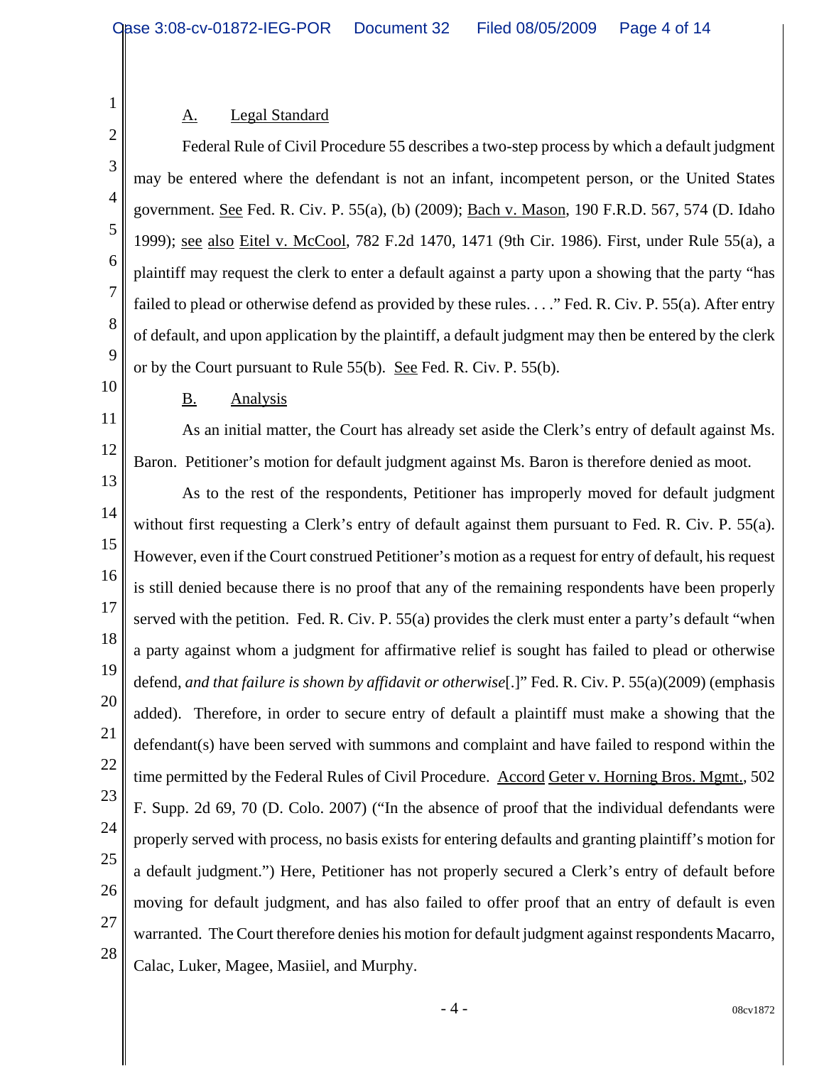### A. Legal Standard

Federal Rule of Civil Procedure 55 describes a two-step process by which a default judgment may be entered where the defendant is not an infant, incompetent person, or the United States government. See Fed. R. Civ. P. 55(a), (b) (2009); Bach v. Mason, 190 F.R.D. 567, 574 (D. Idaho 1999); see also Eitel v. McCool, 782 F.2d 1470, 1471 (9th Cir. 1986). First, under Rule 55(a), a plaintiff may request the clerk to enter a default against a party upon a showing that the party "has failed to plead or otherwise defend as provided by these rules. . . ." Fed. R. Civ. P. 55(a). After entry of default, and upon application by the plaintiff, a default judgment may then be entered by the clerk or by the Court pursuant to Rule 55(b). See Fed. R. Civ. P. 55(b).

### B. Analysis

As an initial matter, the Court has already set aside the Clerk's entry of default against Ms. Baron. Petitioner's motion for default judgment against Ms. Baron is therefore denied as moot.

As to the rest of the respondents, Petitioner has improperly moved for default judgment without first requesting a Clerk's entry of default against them pursuant to Fed. R. Civ. P. 55(a). However, even if the Court construed Petitioner's motion as a request for entry of default, his request is still denied because there is no proof that any of the remaining respondents have been properly served with the petition. Fed. R. Civ. P. 55(a) provides the clerk must enter a party's default "when a party against whom a judgment for affirmative relief is sought has failed to plead or otherwise defend, *and that failure is shown by affidavit or otherwise*[.]" Fed. R. Civ. P. 55(a)(2009) (emphasis added). Therefore, in order to secure entry of default a plaintiff must make a showing that the defendant(s) have been served with summons and complaint and have failed to respond within the time permitted by the Federal Rules of Civil Procedure. Accord Geter v. Horning Bros. Mgmt., 502 F. Supp. 2d 69, 70 (D. Colo. 2007) ("In the absence of proof that the individual defendants were properly served with process, no basis exists for entering defaults and granting plaintiff's motion for a default judgment.") Here, Petitioner has not properly secured a Clerk's entry of default before moving for default judgment, and has also failed to offer proof that an entry of default is even warranted. The Court therefore denies his motion for default judgment against respondents Macarro, Calac, Luker, Magee, Masiiel, and Murphy.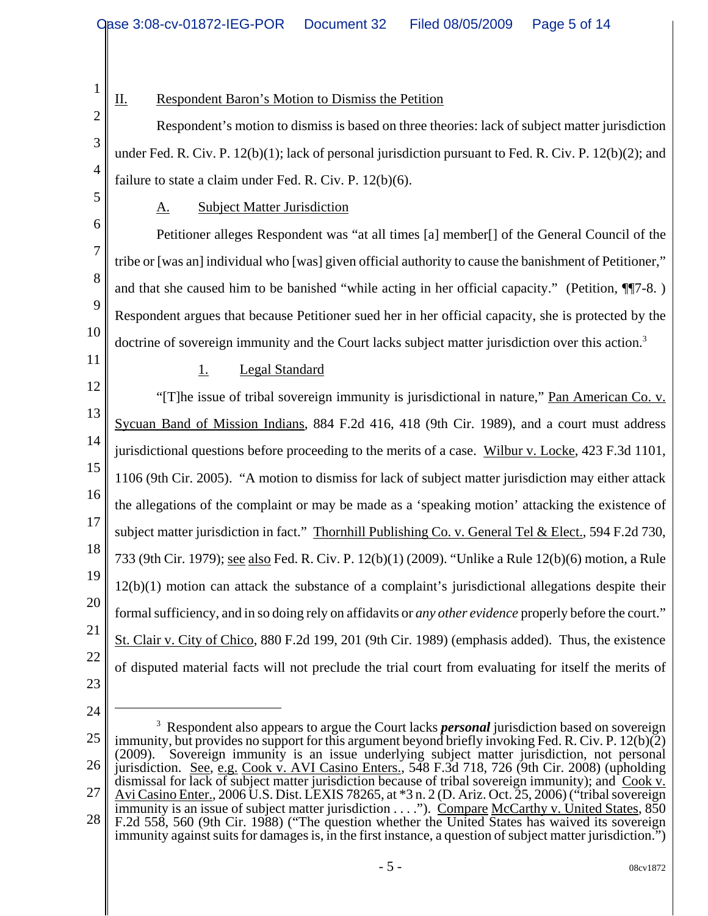## II. Respondent Baron's Motion to Dismiss the Petition

Respondent's motion to dismiss is based on three theories: lack of subject matter jurisdiction under Fed. R. Civ. P. 12(b)(1); lack of personal jurisdiction pursuant to Fed. R. Civ. P. 12(b)(2); and failure to state a claim under Fed. R. Civ. P. 12(b)(6).

### A. Subject Matter Jurisdiction

Petitioner alleges Respondent was "at all times [a] member[] of the General Council of the tribe or [was an] individual who [was] given official authority to cause the banishment of Petitioner," and that she caused him to be banished "while acting in her official capacity." (Petition, ¶¶7-8. ) Respondent argues that because Petitioner sued her in her official capacity, she is protected by the doctrine of sovereign immunity and the Court lacks subject matter jurisdiction over this action.[3]

#### 1. Legal Standard

"[T]he issue of tribal sovereign immunity is jurisdictional in nature," Pan American Co. v. Sycuan Band of Mission Indians, 884 F.2d 416, 418 (9th Cir. 1989), and a court must address jurisdictional questions before proceeding to the merits of a case. Wilbur v. Locke, 423 F.3d 1101, 1106 (9th Cir. 2005). "A motion to dismiss for lack of subject matter jurisdiction may either attack the allegations of the complaint or may be made as a 'speaking motion' attacking the existence of subject matter jurisdiction in fact." Thornhill Publishing Co. v. General Tel & Elect., 594 F.2d 730, 733 (9th Cir. 1979); see also Fed. R. Civ. P. 12(b)(1) (2009). "Unlike a Rule 12(b)(6) motion, a Rule 12(b)(1) motion can attack the substance of a complaint's jurisdictional allegations despite their formal sufficiency, and in so doing rely on affidavits or *any other evidence* properly before the court." St. Clair v. City of Chico, 880 F.2d 199, 201 (9th Cir. 1989) (emphasis added). Thus, the existence of disputed material facts will not preclude the trial court from evaluating for itself the merits of

---

[3] Respondent also appears to argue the Court lacks ***personal*** jurisdiction based on sovereign immunity, but provides no support for this argument beyond briefly invoking Fed. R. Civ. P. 12(b)(2) (2009). Sovereign immunity is an issue underlying subject matter jurisdiction, not personal jurisdiction. See, e.g. Cook v. AVI Casino Enters., 548 F.3d 718, 726 (9th Cir. 2008) (upholding dismissal for lack of subject matter jurisdiction because of tribal sovereign immunity); and Cook v. Avi Casino Enter., 2006 U.S. Dist. LEXIS 78265, at *3 n. 2 (D. Ariz. Oct. 25, 2006) ("tribal sovereign immunity is an issue of subject matter jurisdiction . . . ."). Compare McCarthy v. United States, 850 F.2d 558, 560 (9th Cir. 1988) ("The question whether the United States has waived its sovereign immunity against suits for damages is, in the first instance, a question of subject matter jurisdiction.")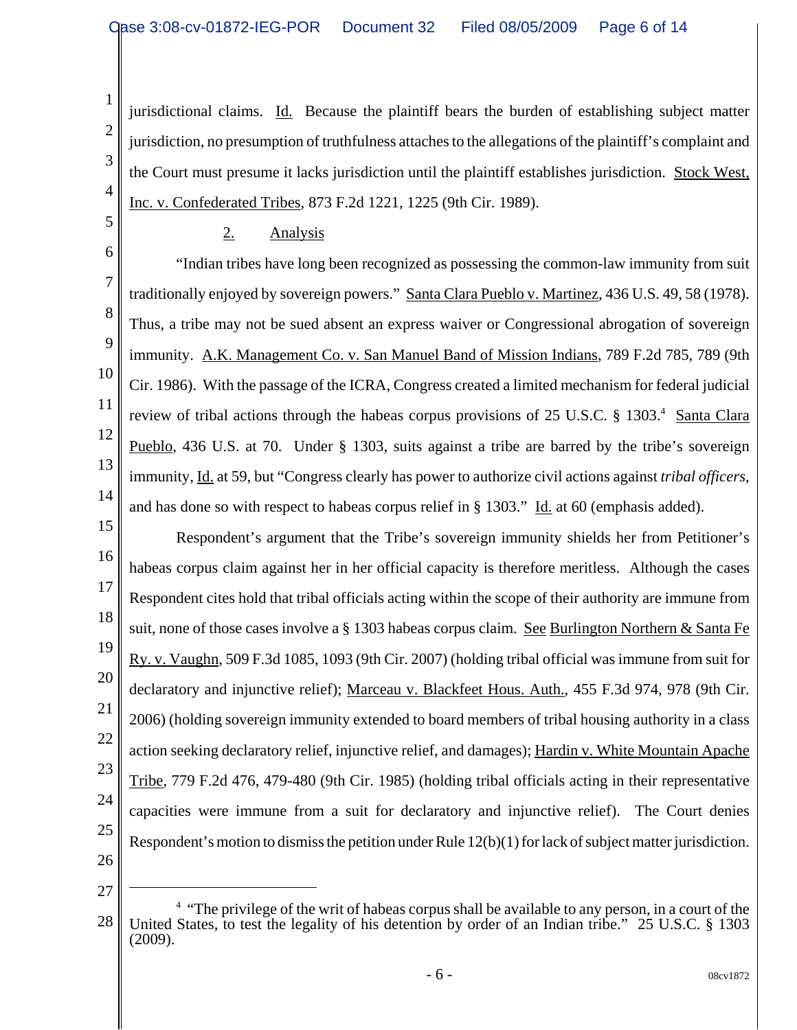jurisdictional claims. Id. Because the plaintiff bears the burden of establishing subject matter jurisdiction, no presumption of truthfulness attaches to the allegations of the plaintiff's complaint and the Court must presume it lacks jurisdiction until the plaintiff establishes jurisdiction. Stock West, Inc. v. Confederated Tribes, 873 F.2d 1221, 1225 (9th Cir. 1989).

2. Analysis

"Indian tribes have long been recognized as possessing the common-law immunity from suit traditionally enjoyed by sovereign powers." Santa Clara Pueblo v. Martinez, 436 U.S. 49, 58 (1978). Thus, a tribe may not be sued absent an express waiver or Congressional abrogation of sovereign immunity. A.K. Management Co. v. San Manuel Band of Mission Indians, 789 F.2d 785, 789 (9th Cir. 1986). With the passage of the ICRA, Congress created a limited mechanism for federal judicial review of tribal actions through the habeas corpus provisions of 25 U.S.C. § 1303.[4] Santa Clara Pueblo, 436 U.S. at 70. Under § 1303, suits against a tribe are barred by the tribe's sovereign immunity, Id. at 59, but "Congress clearly has power to authorize civil actions against *tribal officers*, and has done so with respect to habeas corpus relief in § 1303." Id. at 60 (emphasis added).

Respondent's argument that the Tribe's sovereign immunity shields her from Petitioner's habeas corpus claim against her in her official capacity is therefore meritless. Although the cases Respondent cites hold that tribal officials acting within the scope of their authority are immune from suit, none of those cases involve a § 1303 habeas corpus claim. See Burlington Northern & Santa Fe Ry. v. Vaughn, 509 F.3d 1085, 1093 (9th Cir. 2007) (holding tribal official was immune from suit for declaratory and injunctive relief); Marceau v. Blackfeet Hous. Auth., 455 F.3d 974, 978 (9th Cir. 2006) (holding sovereign immunity extended to board members of tribal housing authority in a class action seeking declaratory relief, injunctive relief, and damages); Hardin v. White Mountain Apache Tribe, 779 F.2d 476, 479-480 (9th Cir. 1985) (holding tribal officials acting in their representative capacities were immune from a suit for declaratory and injunctive relief). The Court denies Respondent's motion to dismiss the petition under Rule 12(b)(1) for lack of subject matter jurisdiction.

---

[4] "The privilege of the writ of habeas corpus shall be available to any person, in a court of the United States, to test the legality of his detention by order of an Indian tribe." 25 U.S.C. § 1303 (2009).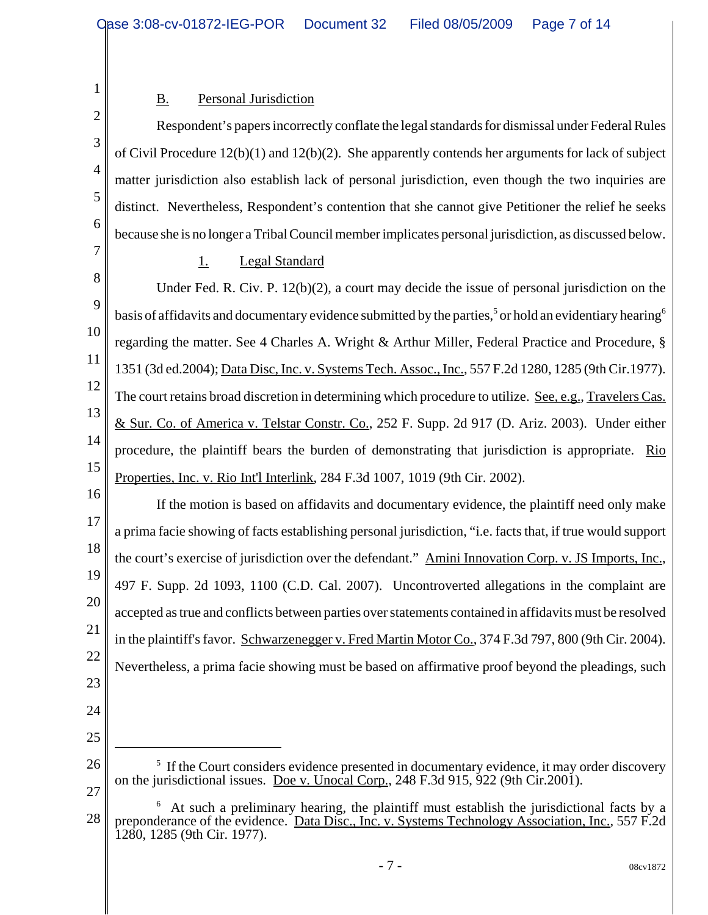## B. Personal Jurisdiction

Respondent's papers incorrectly conflate the legal standards for dismissal under Federal Rules of Civil Procedure 12(b)(1) and 12(b)(2). She apparently contends her arguments for lack of subject matter jurisdiction also establish lack of personal jurisdiction, even though the two inquiries are distinct. Nevertheless, Respondent's contention that she cannot give Petitioner the relief he seeks because she is no longer a Tribal Council member implicates personal jurisdiction, as discussed below.

### 1. Legal Standard

Under Fed. R. Civ. P. 12(b)(2), a court may decide the issue of personal jurisdiction on the basis of affidavits and documentary evidence submitted by the parties,[5] or hold an evidentiary hearing[6] regarding the matter. See 4 Charles A. Wright & Arthur Miller, Federal Practice and Procedure, § 1351 (3d ed.2004); Data Disc, Inc. v. Systems Tech. Assoc., Inc., 557 F.2d 1280, 1285 (9th Cir.1977). The court retains broad discretion in determining which procedure to utilize. See, e.g., Travelers Cas. & Sur. Co. of America v. Telstar Constr. Co., 252 F. Supp. 2d 917 (D. Ariz. 2003). Under either procedure, the plaintiff bears the burden of demonstrating that jurisdiction is appropriate. Rio Properties, Inc. v. Rio Int'l Interlink, 284 F.3d 1007, 1019 (9th Cir. 2002).

If the motion is based on affidavits and documentary evidence, the plaintiff need only make a prima facie showing of facts establishing personal jurisdiction, "i.e. facts that, if true would support the court's exercise of jurisdiction over the defendant." Amini Innovation Corp. v. JS Imports, Inc., 497 F. Supp. 2d 1093, 1100 (C.D. Cal. 2007). Uncontroverted allegations in the complaint are accepted as true and conflicts between parties over statements contained in affidavits must be resolved in the plaintiff's favor. Schwarzenegger v. Fred Martin Motor Co., 374 F.3d 797, 800 (9th Cir. 2004). Nevertheless, a prima facie showing must be based on affirmative proof beyond the pleadings, such

---

[5] If the Court considers evidence presented in documentary evidence, it may order discovery on the jurisdictional issues. Doe v. Unocal Corp., 248 F.3d 915, 922 (9th Cir.2001).

[6] At such a preliminary hearing, the plaintiff must establish the jurisdictional facts by a preponderance of the evidence. Data Disc., Inc. v. Systems Technology Association, Inc., 557 F.2d 1280, 1285 (9th Cir. 1977).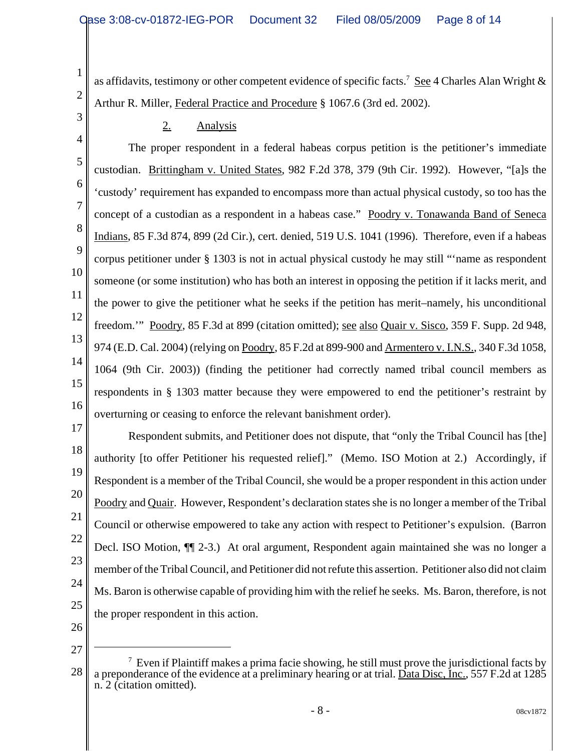as affidavits, testimony or other competent evidence of specific facts.[7] See 4 Charles Alan Wright & Arthur R. Miller, Federal Practice and Procedure § 1067.6 (3rd ed. 2002).

### 2. Analysis

The proper respondent in a federal habeas corpus petition is the petitioner's immediate custodian. Brittingham v. United States, 982 F.2d 378, 379 (9th Cir. 1992). However, "[a]s the 'custody' requirement has expanded to encompass more than actual physical custody, so too has the concept of a custodian as a respondent in a habeas case." Poodry v. Tonawanda Band of Seneca Indians, 85 F.3d 874, 899 (2d Cir.), cert. denied, 519 U.S. 1041 (1996). Therefore, even if a habeas corpus petitioner under § 1303 is not in actual physical custody he may still "'name as respondent someone (or some institution) who has both an interest in opposing the petition if it lacks merit, and the power to give the petitioner what he seeks if the petition has merit–namely, his unconditional freedom.'" Poodry, 85 F.3d at 899 (citation omitted); see also Quair v. Sisco, 359 F. Supp. 2d 948, 974 (E.D. Cal. 2004) (relying on Poodry, 85 F.2d at 899-900 and Armentero v. I.N.S., 340 F.3d 1058, 1064 (9th Cir. 2003)) (finding the petitioner had correctly named tribal council members as respondents in § 1303 matter because they were empowered to end the petitioner's restraint by overturning or ceasing to enforce the relevant banishment order).

Respondent submits, and Petitioner does not dispute, that "only the Tribal Council has [the] authority [to offer Petitioner his requested relief]." (Memo. ISO Motion at 2.) Accordingly, if Respondent is a member of the Tribal Council, she would be a proper respondent in this action under Poodry and Quair. However, Respondent's declaration states she is no longer a member of the Tribal Council or otherwise empowered to take any action with respect to Petitioner's expulsion. (Barron Decl. ISO Motion, ¶¶ 2-3.) At oral argument, Respondent again maintained she was no longer a member of the Tribal Council, and Petitioner did not refute this assertion. Petitioner also did not claim Ms. Baron is otherwise capable of providing him with the relief he seeks. Ms. Baron, therefore, is not the proper respondent in this action.

---

[7] Even if Plaintiff makes a prima facie showing, he still must prove the jurisdictional facts by a preponderance of the evidence at a preliminary hearing or at trial. Data Disc, Inc., 557 F.2d at 1285 n. 2 (citation omitted).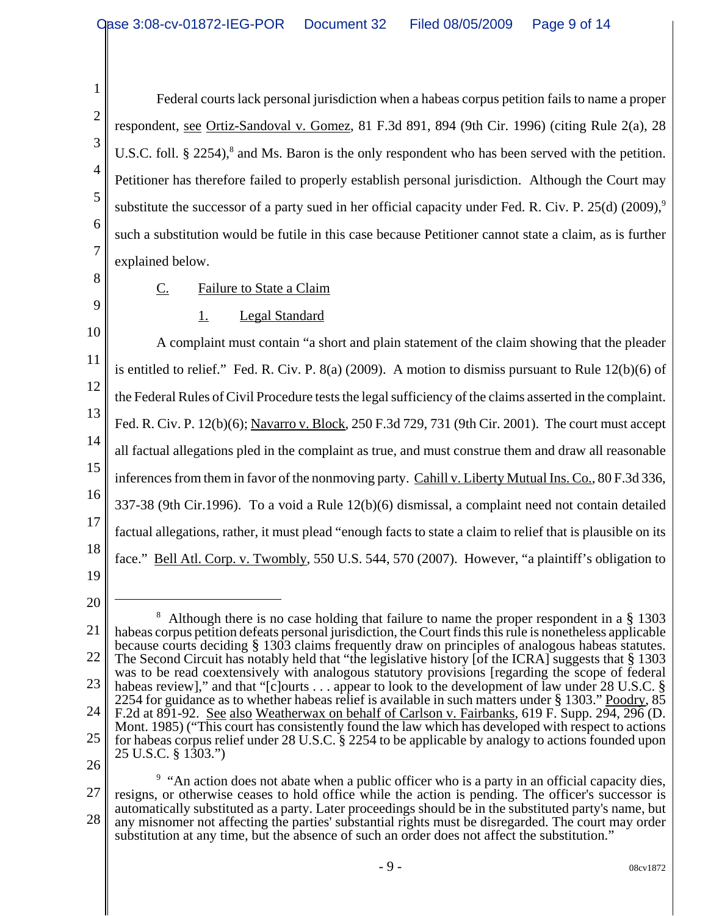Federal courts lack personal jurisdiction when a habeas corpus petition fails to name a proper respondent, see Ortiz-Sandoval v. Gomez, 81 F.3d 891, 894 (9th Cir. 1996) (citing Rule 2(a), 28 U.S.C. foll. § 2254),[8] and Ms. Baron is the only respondent who has been served with the petition. Petitioner has therefore failed to properly establish personal jurisdiction. Although the Court may substitute the successor of a party sued in her official capacity under Fed. R. Civ. P. 25(d) (2009),[9] such a substitution would be futile in this case because Petitioner cannot state a claim, as is further explained below.

### C. Failure to State a Claim

#### 1. Legal Standard

A complaint must contain "a short and plain statement of the claim showing that the pleader is entitled to relief." Fed. R. Civ. P. 8(a) (2009). A motion to dismiss pursuant to Rule 12(b)(6) of the Federal Rules of Civil Procedure tests the legal sufficiency of the claims asserted in the complaint. Fed. R. Civ. P. 12(b)(6); Navarro v. Block, 250 F.3d 729, 731 (9th Cir. 2001). The court must accept all factual allegations pled in the complaint as true, and must construe them and draw all reasonable inferences from them in favor of the nonmoving party. Cahill v. Liberty Mutual Ins. Co., 80 F.3d 336, 337-38 (9th Cir.1996). To a void a Rule 12(b)(6) dismissal, a complaint need not contain detailed factual allegations, rather, it must plead "enough facts to state a claim to relief that is plausible on its face." Bell Atl. Corp. v. Twombly, 550 U.S. 544, 570 (2007). However, "a plaintiff's obligation to

---

[8] Although there is no case holding that failure to name the proper respondent in a § 1303 habeas corpus petition defeats personal jurisdiction, the Court finds this rule is nonetheless applicable because courts deciding § 1303 claims frequently draw on principles of analogous habeas statutes. The Second Circuit has notably held that "the legislative history [of the ICRA] suggests that § 1303 was to be read coextensively with analogous statutory provisions [regarding the scope of federal habeas review]," and that "[c]ourts . . . appear to look to the development of law under 28 U.S.C. § 2254 for guidance as to whether habeas relief is available in such matters under § 1303." Poodry, 85 F.2d at 891-92. See also Weatherwax on behalf of Carlson v. Fairbanks, 619 F. Supp. 294, 296 (D. Mont. 1985) ("This court has consistently found the law which has developed with respect to actions for habeas corpus relief under 28 U.S.C. § 2254 to be applicable by analogy to actions founded upon 25 U.S.C. § 1303.")

[9] "An action does not abate when a public officer who is a party in an official capacity dies, resigns, or otherwise ceases to hold office while the action is pending. The officer's successor is automatically substituted as a party. Later proceedings should be in the substituted party's name, but any misnomer not affecting the parties' substantial rights must be disregarded. The court may order substitution at any time, but the absence of such an order does not affect the substitution."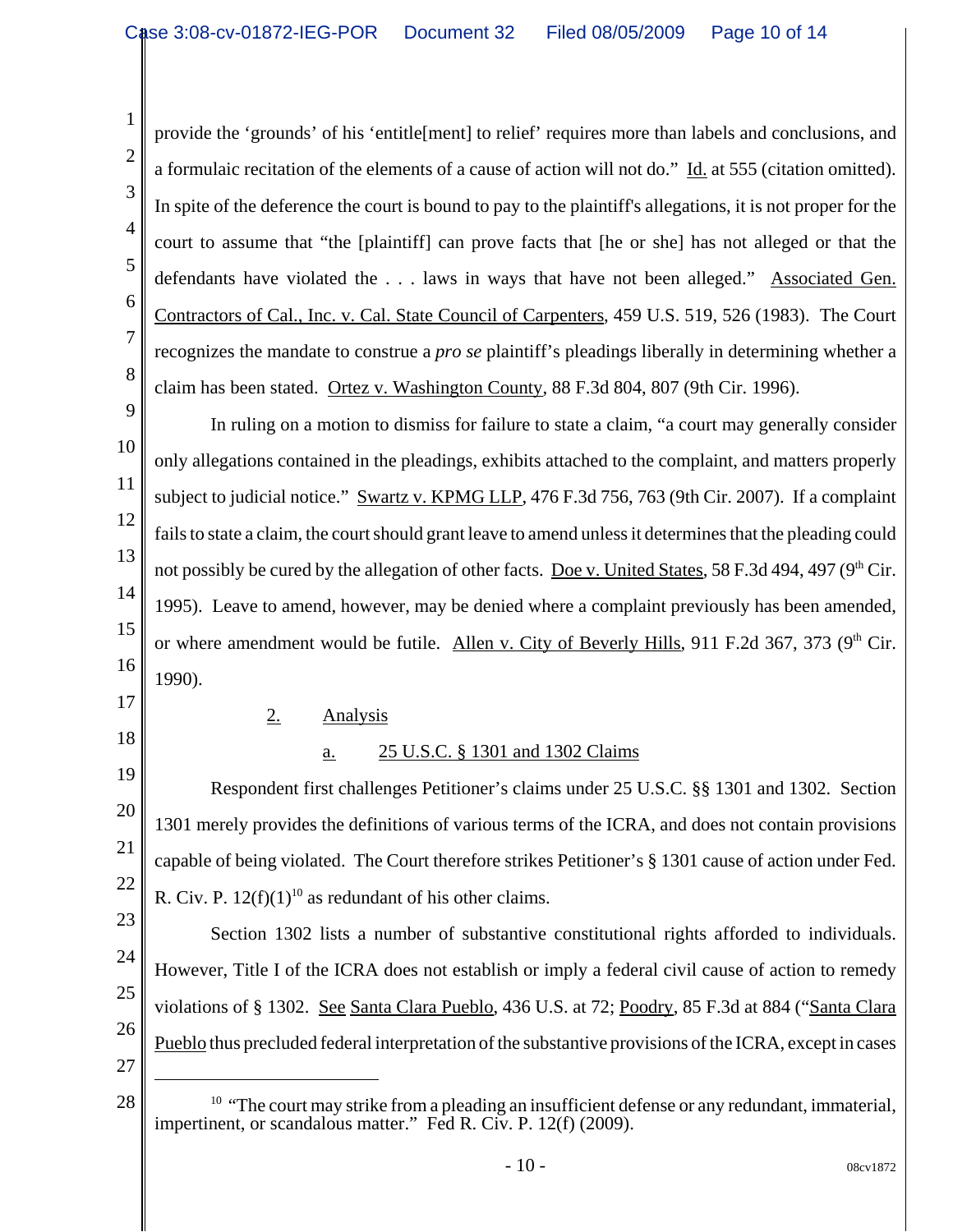provide the 'grounds' of his 'entitle[ment] to relief' requires more than labels and conclusions, and a formulaic recitation of the elements of a cause of action will not do." Id. at 555 (citation omitted). In spite of the deference the court is bound to pay to the plaintiff's allegations, it is not proper for the court to assume that "the [plaintiff] can prove facts that [he or she] has not alleged or that the defendants have violated the . . . laws in ways that have not been alleged." Associated Gen. Contractors of Cal., Inc. v. Cal. State Council of Carpenters, 459 U.S. 519, 526 (1983). The Court recognizes the mandate to construe a *pro se* plaintiff's pleadings liberally in determining whether a claim has been stated. Ortez v. Washington County, 88 F.3d 804, 807 (9th Cir. 1996).

In ruling on a motion to dismiss for failure to state a claim, "a court may generally consider only allegations contained in the pleadings, exhibits attached to the complaint, and matters properly subject to judicial notice." Swartz v. KPMG LLP, 476 F.3d 756, 763 (9th Cir. 2007). If a complaint fails to state a claim, the court should grant leave to amend unless it determines that the pleading could not possibly be cured by the allegation of other facts. Doe v. United States, 58 F.3d 494, 497 (9th Cir. 1995). Leave to amend, however, may be denied where a complaint previously has been amended, or where amendment would be futile. Allen v. City of Beverly Hills, 911 F.2d 367, 373 (9th Cir. 1990).

### 2. Analysis

#### a. 25 U.S.C. § 1301 and 1302 Claims

Respondent first challenges Petitioner's claims under 25 U.S.C. §§ 1301 and 1302. Section 1301 merely provides the definitions of various terms of the ICRA, and does not contain provisions capable of being violated. The Court therefore strikes Petitioner's § 1301 cause of action under Fed. R. Civ. P. 12(f)(1)[10] as redundant of his other claims.

Section 1302 lists a number of substantive constitutional rights afforded to individuals. However, Title I of the ICRA does not establish or imply a federal civil cause of action to remedy violations of § 1302. See Santa Clara Pueblo, 436 U.S. at 72; Poodry, 85 F.3d at 884 ("Santa Clara Pueblo thus precluded federal interpretation of the substantive provisions of the ICRA, except in cases

---

[10] "The court may strike from a pleading an insufficient defense or any redundant, immaterial, impertinent, or scandalous matter." Fed R. Civ. P. 12(f) (2009).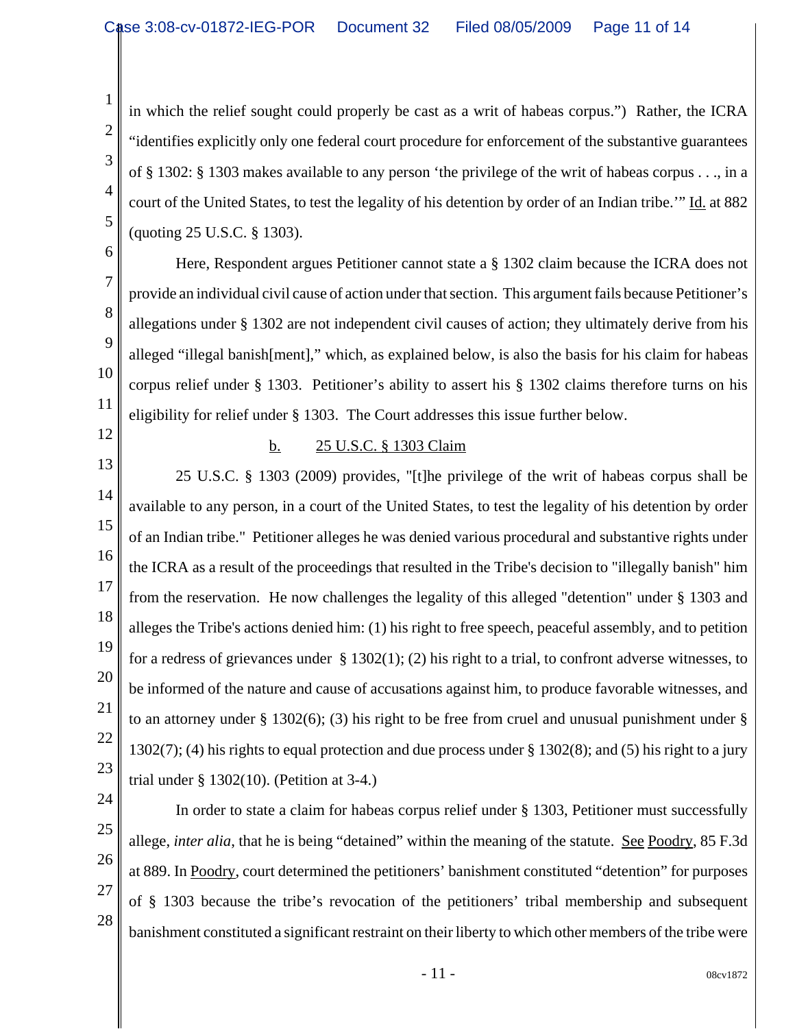in which the relief sought could properly be cast as a writ of habeas corpus.") Rather, the ICRA "identifies explicitly only one federal court procedure for enforcement of the substantive guarantees of § 1302: § 1303 makes available to any person 'the privilege of the writ of habeas corpus . . ., in a court of the United States, to test the legality of his detention by order of an Indian tribe.'" Id. at 882 (quoting 25 U.S.C. § 1303).

Here, Respondent argues Petitioner cannot state a § 1302 claim because the ICRA does not provide an individual civil cause of action under that section. This argument fails because Petitioner's allegations under § 1302 are not independent civil causes of action; they ultimately derive from his alleged "illegal banish[ment]," which, as explained below, is also the basis for his claim for habeas corpus relief under § 1303. Petitioner's ability to assert his § 1302 claims therefore turns on his eligibility for relief under § 1303. The Court addresses this issue further below.

b. 25 U.S.C. § 1303 Claim

25 U.S.C. § 1303 (2009) provides, "[t]he privilege of the writ of habeas corpus shall be available to any person, in a court of the United States, to test the legality of his detention by order of an Indian tribe." Petitioner alleges he was denied various procedural and substantive rights under the ICRA as a result of the proceedings that resulted in the Tribe's decision to "illegally banish" him from the reservation. He now challenges the legality of this alleged "detention" under § 1303 and alleges the Tribe's actions denied him: (1) his right to free speech, peaceful assembly, and to petition for a redress of grievances under § 1302(1); (2) his right to a trial, to confront adverse witnesses, to be informed of the nature and cause of accusations against him, to produce favorable witnesses, and to an attorney under § 1302(6); (3) his right to be free from cruel and unusual punishment under § 1302(7); (4) his rights to equal protection and due process under § 1302(8); and (5) his right to a jury trial under § 1302(10). (Petition at 3-4.)

In order to state a claim for habeas corpus relief under § 1303, Petitioner must successfully allege, *inter alia*, that he is being "detained" within the meaning of the statute. See Poodry, 85 F.3d at 889. In Poodry, court determined the petitioners' banishment constituted "detention" for purposes of § 1303 because the tribe's revocation of the petitioners' tribal membership and subsequent banishment constituted a significant restraint on their liberty to which other members of the tribe were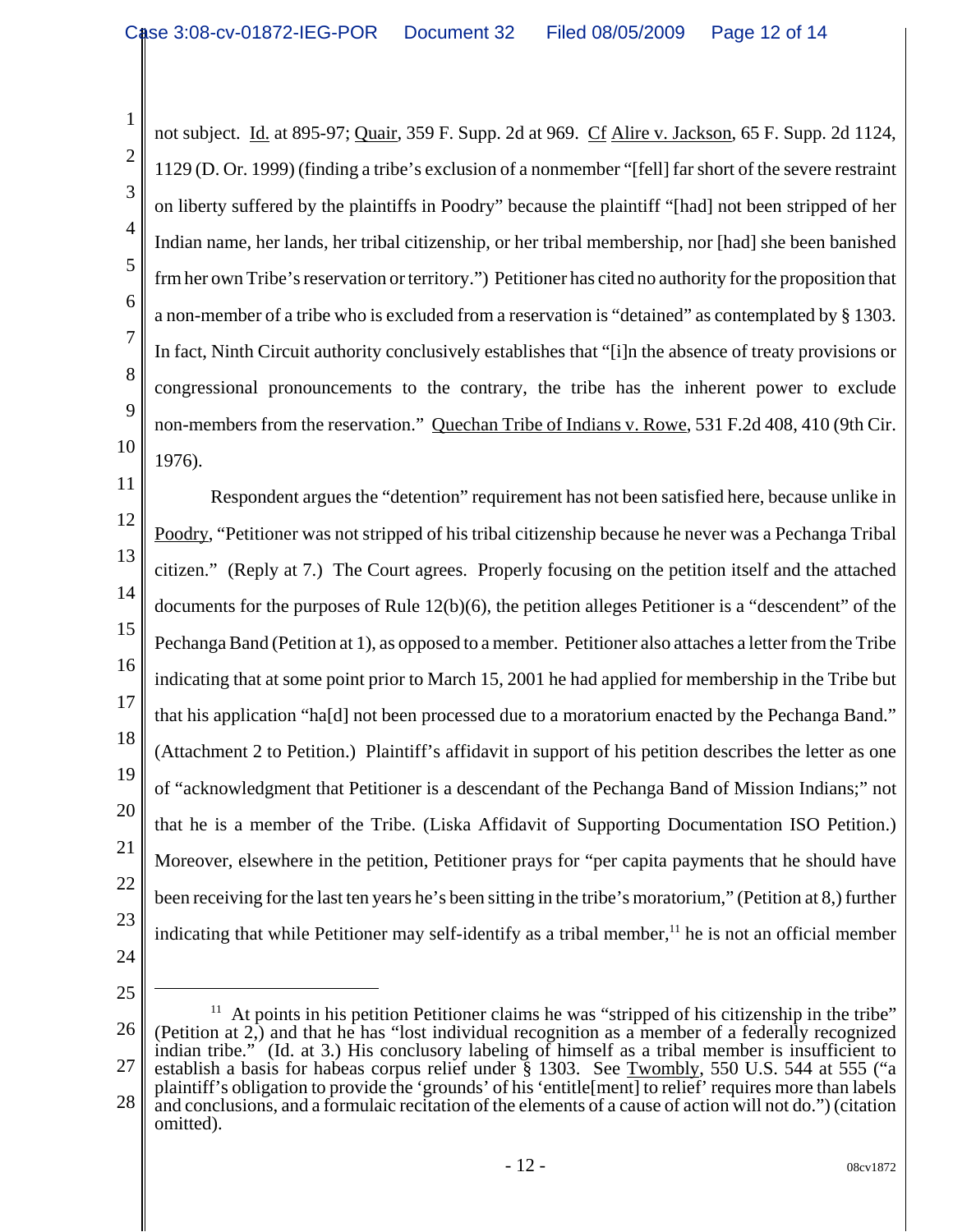not subject. Id. at 895-97; Quair, 359 F. Supp. 2d at 969. Cf Alire v. Jackson, 65 F. Supp. 2d 1124, 1129 (D. Or. 1999) (finding a tribe's exclusion of a nonmember "[fell] far short of the severe restraint on liberty suffered by the plaintiffs in Poodry" because the plaintiff "[had] not been stripped of her Indian name, her lands, her tribal citizenship, or her tribal membership, nor [had] she been banished frm her own Tribe's reservation or territory.") Petitioner has cited no authority for the proposition that a non-member of a tribe who is excluded from a reservation is "detained" as contemplated by § 1303. In fact, Ninth Circuit authority conclusively establishes that "[i]n the absence of treaty provisions or congressional pronouncements to the contrary, the tribe has the inherent power to exclude non-members from the reservation." Quechan Tribe of Indians v. Rowe, 531 F.2d 408, 410 (9th Cir. 1976).

Respondent argues the "detention" requirement has not been satisfied here, because unlike in Poodry, "Petitioner was not stripped of his tribal citizenship because he never was a Pechanga Tribal citizen." (Reply at 7.) The Court agrees. Properly focusing on the petition itself and the attached documents for the purposes of Rule 12(b)(6), the petition alleges Petitioner is a "descendent" of the Pechanga Band (Petition at 1), as opposed to a member. Petitioner also attaches a letter from the Tribe indicating that at some point prior to March 15, 2001 he had applied for membership in the Tribe but that his application "ha[d] not been processed due to a moratorium enacted by the Pechanga Band." (Attachment 2 to Petition.) Plaintiff's affidavit in support of his petition describes the letter as one of "acknowledgment that Petitioner is a descendant of the Pechanga Band of Mission Indians;" not that he is a member of the Tribe. (Liska Affidavit of Supporting Documentation ISO Petition.) Moreover, elsewhere in the petition, Petitioner prays for "per capita payments that he should have been receiving for the last ten years he's been sitting in the tribe's moratorium," (Petition at 8,) further indicating that while Petitioner may self-identify as a tribal member,[11] he is not an official member

---

[11] At points in his petition Petitioner claims he was "stripped of his citizenship in the tribe" (Petition at 2,) and that he has "lost individual recognition as a member of a federally recognized indian tribe." (Id. at 3.) His conclusory labeling of himself as a tribal member is insufficient to establish a basis for habeas corpus relief under § 1303. See Twombly, 550 U.S. 544 at 555 ("a plaintiff's obligation to provide the 'grounds' of his 'entitle[ment] to relief' requires more than labels and conclusions, and a formulaic recitation of the elements of a cause of action will not do.") (citation omitted).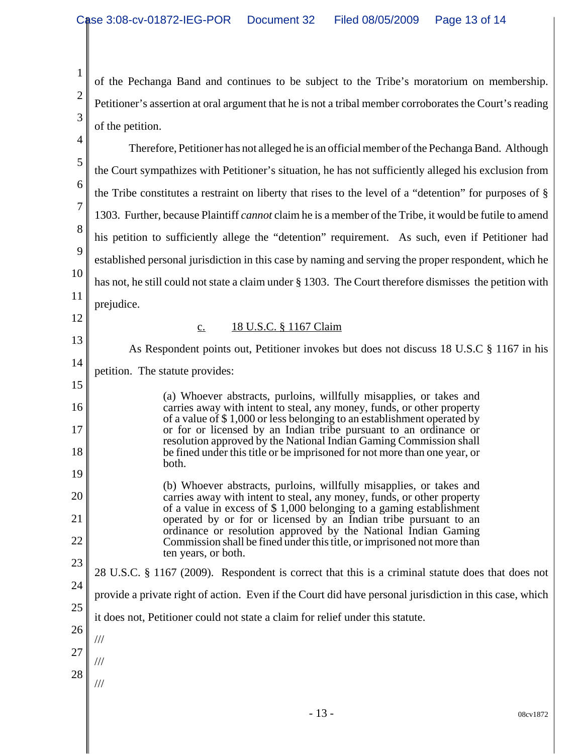of the Pechanga Band and continues to be subject to the Tribe's moratorium on membership. Petitioner's assertion at oral argument that he is not a tribal member corroborates the Court's reading of the petition.

Therefore, Petitioner has not alleged he is an official member of the Pechanga Band. Although the Court sympathizes with Petitioner's situation, he has not sufficiently alleged his exclusion from the Tribe constitutes a restraint on liberty that rises to the level of a "detention" for purposes of § 1303. Further, because Plaintiff *cannot* claim he is a member of the Tribe, it would be futile to amend his petition to sufficiently allege the "detention" requirement. As such, even if Petitioner had established personal jurisdiction in this case by naming and serving the proper respondent, which he has not, he still could not state a claim under § 1303. The Court therefore dismisses the petition with prejudice.

c. 18 U.S.C. § 1167 Claim

As Respondent points out, Petitioner invokes but does not discuss 18 U.S.C § 1167 in his petition. The statute provides:

> (a) Whoever abstracts, purloins, willfully misapplies, or takes and carries away with intent to steal, any money, funds, or other property of a value of $ 1,000 or less belonging to an establishment operated by or for or licensed by an Indian tribe pursuant to an ordinance or resolution approved by the National Indian Gaming Commission shall be fined under this title or be imprisoned for not more than one year, or both.
>
> (b) Whoever abstracts, purloins, willfully misapplies, or takes and carries away with intent to steal, any money, funds, or other property of a value in excess of $ 1,000 belonging to a gaming establishment operated by or for or licensed by an Indian tribe pursuant to an ordinance or resolution approved by the National Indian Gaming Commission shall be fined under this title, or imprisoned not more than ten years, or both.

28 U.S.C. § 1167 (2009). Respondent is correct that this is a criminal statute does that does not provide a private right of action. Even if the Court did have personal jurisdiction in this case, which it does not, Petitioner could not state a claim for relief under this statute.

///

///

///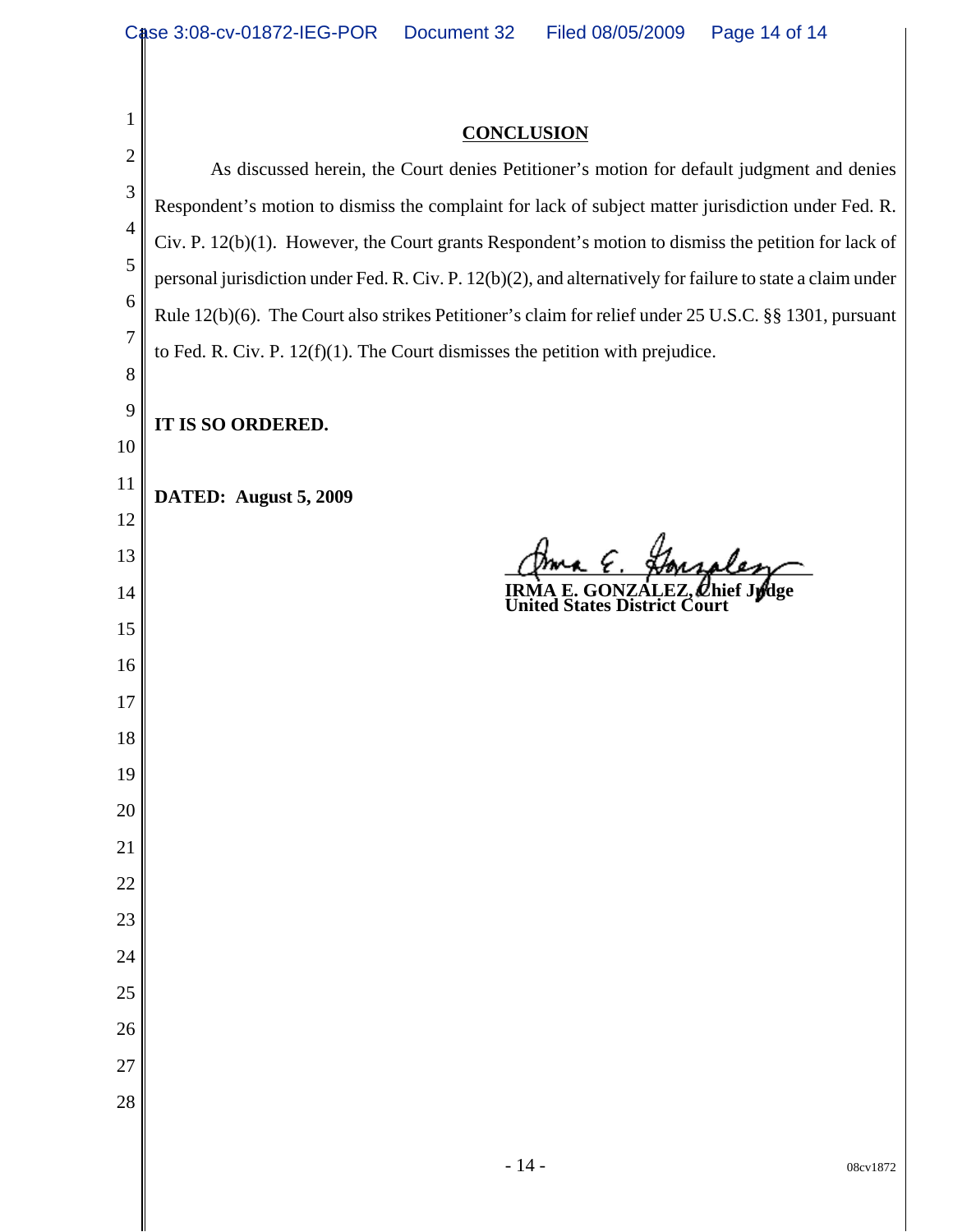## CONCLUSION

As discussed herein, the Court denies Petitioner's motion for default judgment and denies Respondent's motion to dismiss the complaint for lack of subject matter jurisdiction under Fed. R. Civ. P. 12(b)(1). However, the Court grants Respondent's motion to dismiss the petition for lack of personal jurisdiction under Fed. R. Civ. P. 12(b)(2), and alternatively for failure to state a claim under Rule 12(b)(6). The Court also strikes Petitioner's claim for relief under 25 U.S.C. §§ 1301, pursuant to Fed. R. Civ. P. 12(f)(1). The Court dismisses the petition with prejudice.

**IT IS SO ORDERED.**

**DATED: August 5, 2009**

**IRMA E. GONZALEZ, Chief Judge**
**United States District Court**